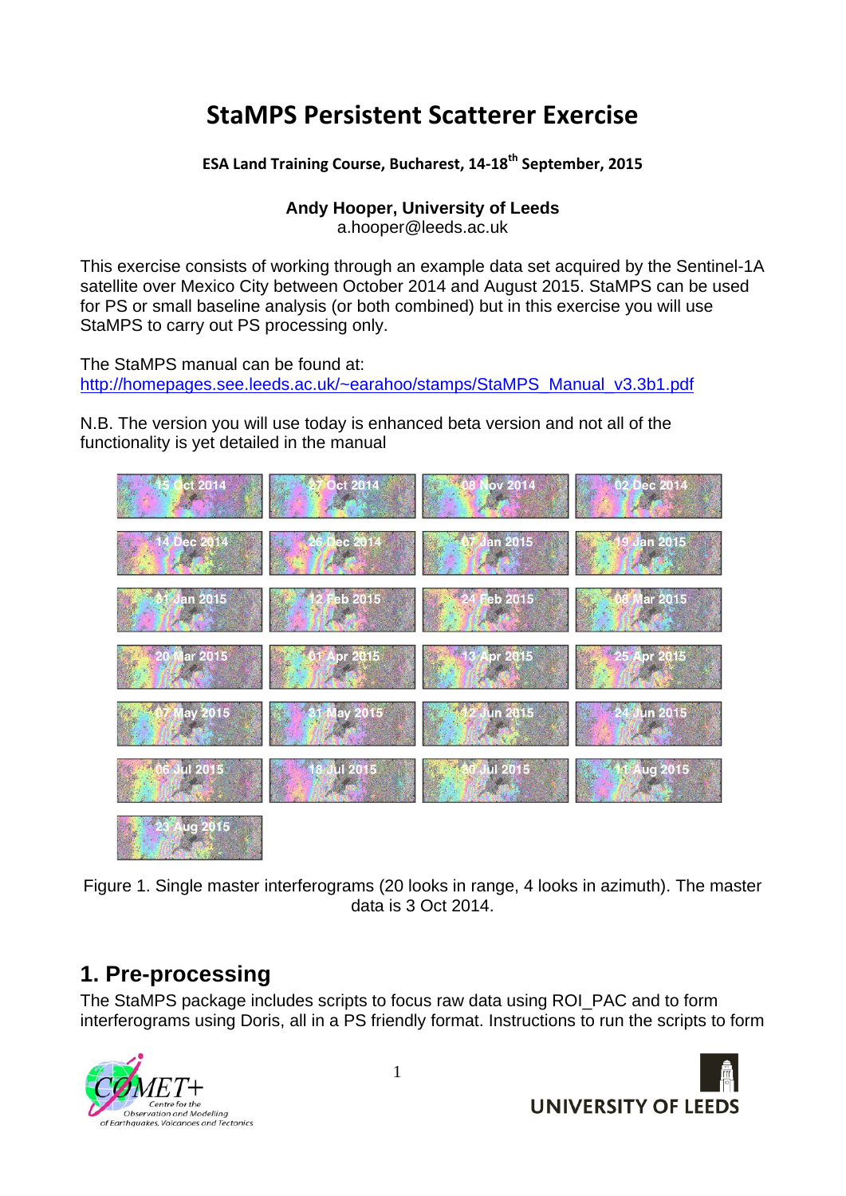# StaMPS Persistent Scatterer Exercise

**ESA Land Training Course, Bucharest, 14-18th September, 2015**

**Andy Hooper, University of Leeds**
a.hooper@leeds.ac.uk

This exercise consists of working through an example data set acquired by the Sentinel-1A satellite over Mexico City between October 2014 and August 2015. StaMPS can be used for PS or small baseline analysis (or both combined) but in this exercise you will use StaMPS to carry out PS processing only.

The StaMPS manual can be found at:
http://homepages.see.leeds.ac.uk/~earahoo/stamps/StaMPS_Manual_v3.3b1.pdf

N.B. The version you will use today is enhanced beta version and not all of the functionality is yet detailed in the manual

Figure 1. Single master interferograms (20 looks in range, 4 looks in azimuth). The master data is 3 Oct 2014.

## 1. Pre-processing

The StaMPS package includes scripts to focus raw data using ROI_PAC and to form interferograms using Doris, all in a PS friendly format. Instructions to run the scripts to form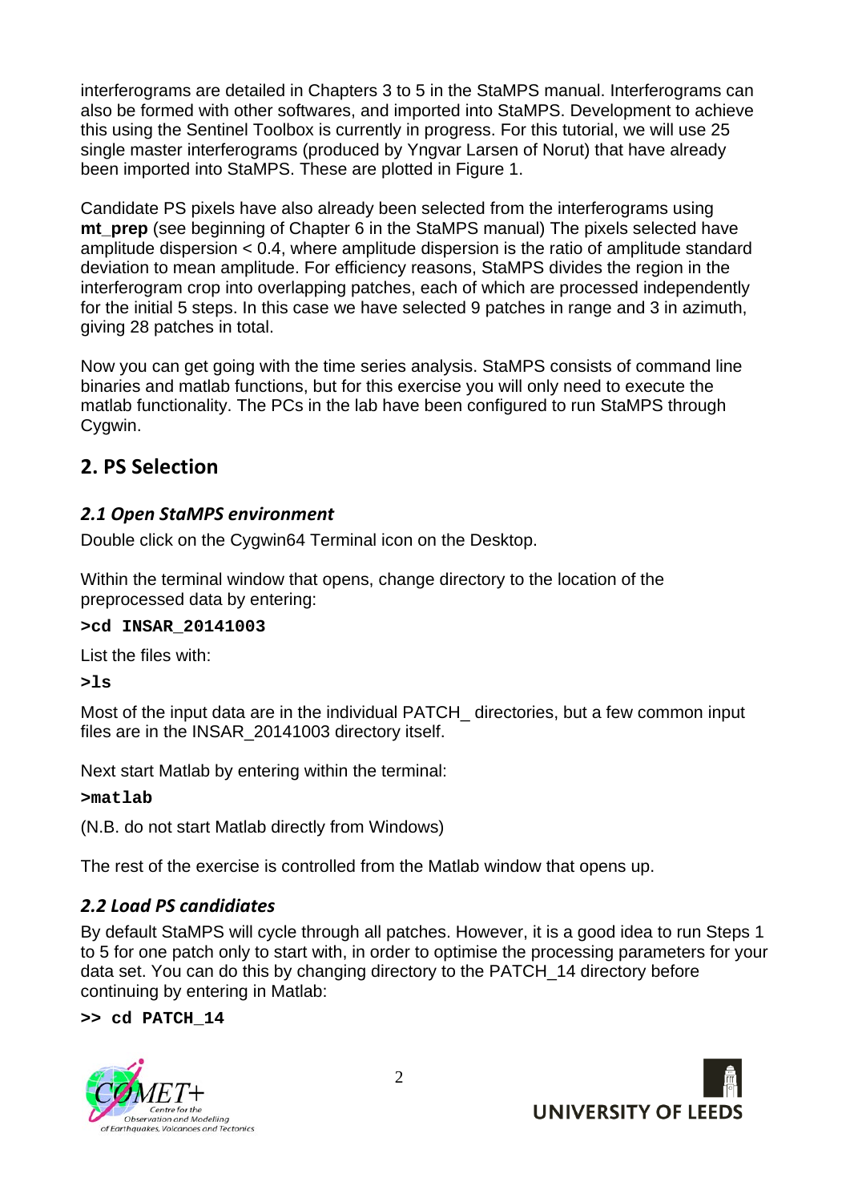interferograms are detailed in Chapters 3 to 5 in the StaMPS manual. Interferograms can also be formed with other softwares, and imported into StaMPS. Development to achieve this using the Sentinel Toolbox is currently in progress. For this tutorial, we will use 25 single master interferograms (produced by Yngvar Larsen of Norut) that have already been imported into StaMPS. These are plotted in Figure 1.

Candidate PS pixels have also already been selected from the interferograms using **mt_prep** (see beginning of Chapter 6 in the StaMPS manual) The pixels selected have amplitude dispersion < 0.4, where amplitude dispersion is the ratio of amplitude standard deviation to mean amplitude. For efficiency reasons, StaMPS divides the region in the interferogram crop into overlapping patches, each of which are processed independently for the initial 5 steps. In this case we have selected 9 patches in range and 3 in azimuth, giving 28 patches in total.

Now you can get going with the time series analysis. StaMPS consists of command line binaries and matlab functions, but for this exercise you will only need to execute the matlab functionality. The PCs in the lab have been configured to run StaMPS through Cygwin.

## 2. PS Selection

### *2.1 Open StaMPS environment*

Double click on the Cygwin64 Terminal icon on the Desktop.

Within the terminal window that opens, change directory to the location of the preprocessed data by entering:

```
>cd INSAR_20141003
```

List the files with:

```
>ls
```

Most of the input data are in the individual PATCH_ directories, but a few common input files are in the INSAR_20141003 directory itself.

Next start Matlab by entering within the terminal:

```
>matlab
```

(N.B. do not start Matlab directly from Windows)

The rest of the exercise is controlled from the Matlab window that opens up.

### *2.2 Load PS candidiates*

By default StaMPS will cycle through all patches. However, it is a good idea to run Steps 1 to 5 for one patch only to start with, in order to optimise the processing parameters for your data set. You can do this by changing directory to the PATCH_14 directory before continuing by entering in Matlab:

```
>> cd PATCH_14
```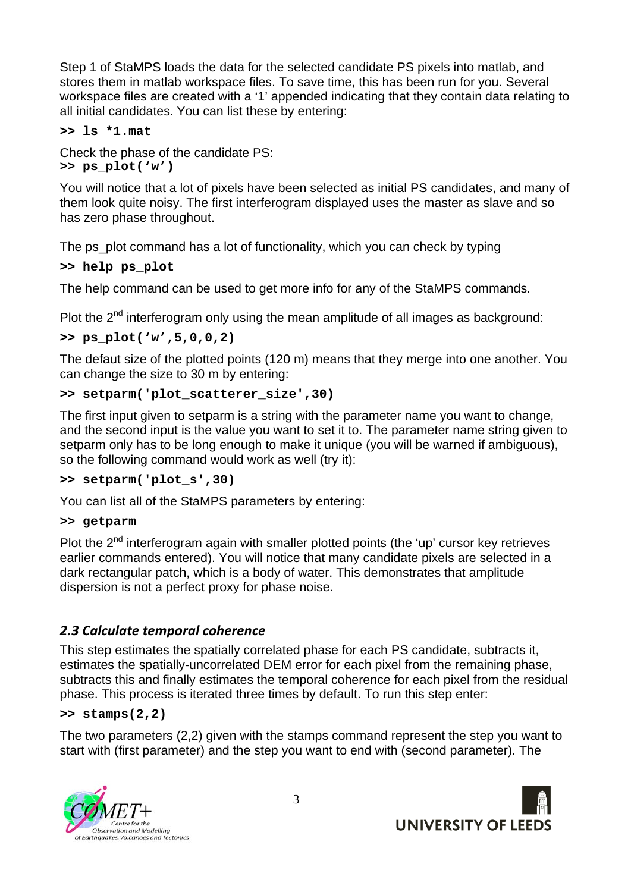Step 1 of StaMPS loads the data for the selected candidate PS pixels into matlab, and stores them in matlab workspace files. To save time, this has been run for you. Several workspace files are created with a '1' appended indicating that they contain data relating to all initial candidates. You can list these by entering:

```
>> ls *1.mat
```

Check the phase of the candidate PS:

```
>> ps_plot('w')
```

You will notice that a lot of pixels have been selected as initial PS candidates, and many of them look quite noisy. The first interferogram displayed uses the master as slave and so has zero phase throughout.

The ps_plot command has a lot of functionality, which you can check by typing

```
>> help ps_plot
```

The help command can be used to get more info for any of the StaMPS commands.

Plot the 2nd interferogram only using the mean amplitude of all images as background:

```
>> ps_plot('w',5,0,0,2)
```

The defaut size of the plotted points (120 m) means that they merge into one another. You can change the size to 30 m by entering:

```
>> setparm('plot_scatterer_size',30)
```

The first input given to setparm is a string with the parameter name you want to change, and the second input is the value you want to set it to. The parameter name string given to setparm only has to be long enough to make it unique (you will be warned if ambiguous), so the following command would work as well (try it):

```
>> setparm('plot_s',30)
```

You can list all of the StaMPS parameters by entering:

```
>> getparm
```

Plot the 2nd interferogram again with smaller plotted points (the 'up' cursor key retrieves earlier commands entered). You will notice that many candidate pixels are selected in a dark rectangular patch, which is a body of water. This demonstrates that amplitude dispersion is not a perfect proxy for phase noise.

### *2.3 Calculate temporal coherence*

This step estimates the spatially correlated phase for each PS candidate, subtracts it, estimates the spatially-uncorrelated DEM error for each pixel from the remaining phase, subtracts this and finally estimates the temporal coherence for each pixel from the residual phase. This process is iterated three times by default. To run this step enter:

```
>> stamps(2,2)
```

The two parameters (2,2) given with the stamps command represent the step you want to start with (first parameter) and the step you want to end with (second parameter). The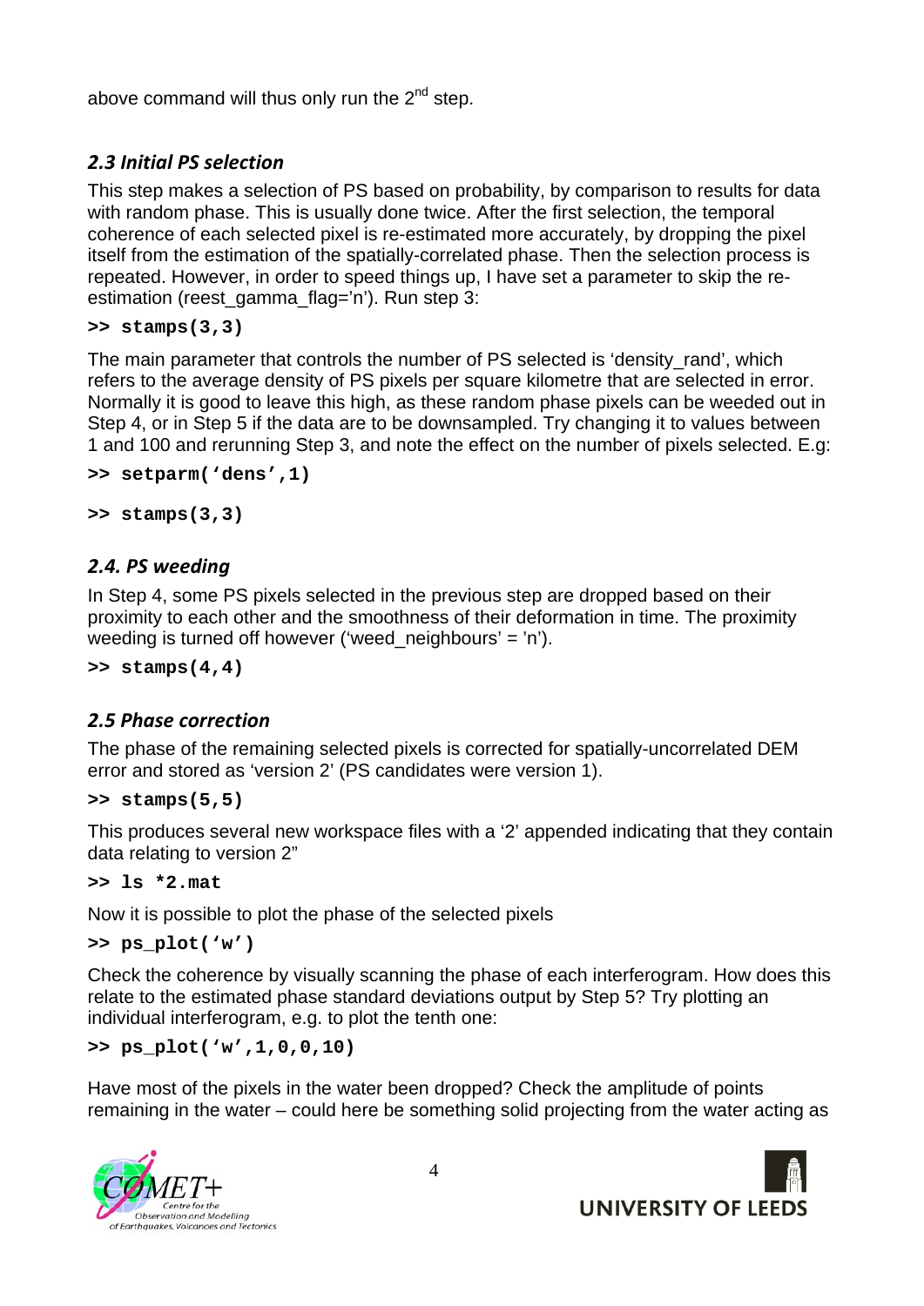above command will thus only run the 2nd step.

### *2.3 Initial PS selection*

This step makes a selection of PS based on probability, by comparison to results for data with random phase. This is usually done twice. After the first selection, the temporal coherence of each selected pixel is re-estimated more accurately, by dropping the pixel itself from the estimation of the spatially-correlated phase. Then the selection process is repeated. However, in order to speed things up, I have set a parameter to skip the re-estimation (reest_gamma_flag='n'). Run step 3:

```
>> stamps(3,3)
```

The main parameter that controls the number of PS selected is 'density_rand', which refers to the average density of PS pixels per square kilometre that are selected in error. Normally it is good to leave this high, as these random phase pixels can be weeded out in Step 4, or in Step 5 if the data are to be downsampled. Try changing it to values between 1 and 100 and rerunning Step 3, and note the effect on the number of pixels selected. E.g:

```
>> setparm('dens',1)
```

```
>> stamps(3,3)
```

### *2.4. PS weeding*

In Step 4, some PS pixels selected in the previous step are dropped based on their proximity to each other and the smoothness of their deformation in time. The proximity weeding is turned off however ('weed_neighbours' = 'n').

```
>> stamps(4,4)
```

### *2.5 Phase correction*

The phase of the remaining selected pixels is corrected for spatially-uncorrelated DEM error and stored as 'version 2' (PS candidates were version 1).

```
>> stamps(5,5)
```

This produces several new workspace files with a '2' appended indicating that they contain data relating to version 2"

```
>> ls *2.mat
```

Now it is possible to plot the phase of the selected pixels

```
>> ps_plot('w')
```

Check the coherence by visually scanning the phase of each interferogram. How does this relate to the estimated phase standard deviations output by Step 5? Try plotting an individual interferogram, e.g. to plot the tenth one:

```
>> ps_plot('w',1,0,0,10)
```

Have most of the pixels in the water been dropped? Check the amplitude of points remaining in the water – could here be something solid projecting from the water acting as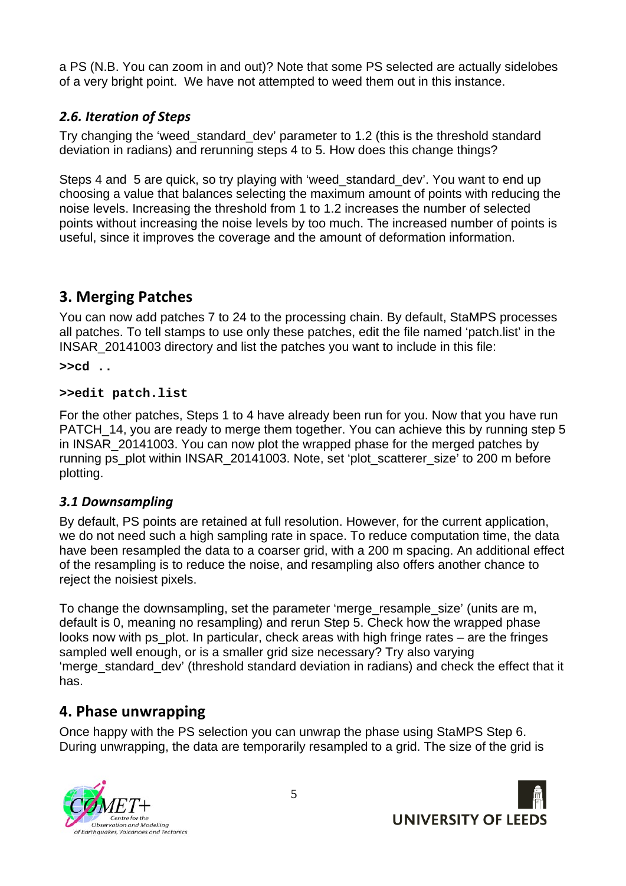a PS (N.B. You can zoom in and out)? Note that some PS selected are actually sidelobes of a very bright point. We have not attempted to weed them out in this instance.

### *2.6. Iteration of Steps*

Try changing the 'weed_standard_dev' parameter to 1.2 (this is the threshold standard deviation in radians) and rerunning steps 4 to 5. How does this change things?

Steps 4 and 5 are quick, so try playing with 'weed_standard_dev'. You want to end up choosing a value that balances selecting the maximum amount of points with reducing the noise levels. Increasing the threshold from 1 to 1.2 increases the number of selected points without increasing the noise levels by too much. The increased number of points is useful, since it improves the coverage and the amount of deformation information.

## 3. Merging Patches

You can now add patches 7 to 24 to the processing chain. By default, StaMPS processes all patches. To tell stamps to use only these patches, edit the file named 'patch.list' in the INSAR_20141003 directory and list the patches you want to include in this file:

```
>>cd ..
```

```
>>edit patch.list
```

For the other patches, Steps 1 to 4 have already been run for you. Now that you have run PATCH_14, you are ready to merge them together. You can achieve this by running step 5 in INSAR_20141003. You can now plot the wrapped phase for the merged patches by running ps_plot within INSAR_20141003. Note, set 'plot_scatterer_size' to 200 m before plotting.

### *3.1 Downsampling*

By default, PS points are retained at full resolution. However, for the current application, we do not need such a high sampling rate in space. To reduce computation time, the data have been resampled the data to a coarser grid, with a 200 m spacing. An additional effect of the resampling is to reduce the noise, and resampling also offers another chance to reject the noisiest pixels.

To change the downsampling, set the parameter 'merge_resample_size' (units are m, default is 0, meaning no resampling) and rerun Step 5. Check how the wrapped phase looks now with ps_plot. In particular, check areas with high fringe rates – are the fringes sampled well enough, or is a smaller grid size necessary? Try also varying 'merge_standard_dev' (threshold standard deviation in radians) and check the effect that it has.

## 4. Phase unwrapping

Once happy with the PS selection you can unwrap the phase using StaMPS Step 6. During unwrapping, the data are temporarily resampled to a grid. The size of the grid is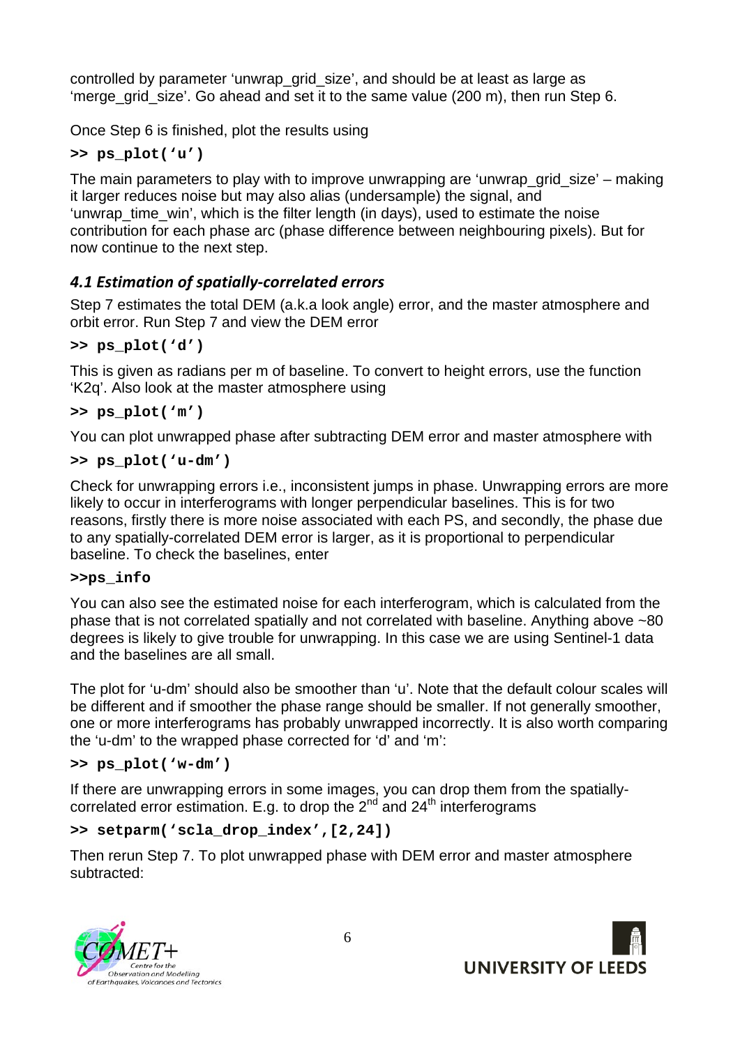controlled by parameter 'unwrap_grid_size', and should be at least as large as 'merge_grid_size'. Go ahead and set it to the same value (200 m), then run Step 6.

Once Step 6 is finished, plot the results using

```
>> ps_plot('u')
```

The main parameters to play with to improve unwrapping are 'unwrap_grid_size' – making it larger reduces noise but may also alias (undersample) the signal, and 'unwrap_time_win', which is the filter length (in days), used to estimate the noise contribution for each phase arc (phase difference between neighbouring pixels). But for now continue to the next step.

### *4.1 Estimation of spatially-correlated errors*

Step 7 estimates the total DEM (a.k.a look angle) error, and the master atmosphere and orbit error. Run Step 7 and view the DEM error

```
>> ps_plot('d')
```

This is given as radians per m of baseline. To convert to height errors, use the function 'K2q'. Also look at the master atmosphere using

```
>> ps_plot('m')
```

You can plot unwrapped phase after subtracting DEM error and master atmosphere with

```
>> ps_plot('u-dm')
```

Check for unwrapping errors i.e., inconsistent jumps in phase. Unwrapping errors are more likely to occur in interferograms with longer perpendicular baselines. This is for two reasons, firstly there is more noise associated with each PS, and secondly, the phase due to any spatially-correlated DEM error is larger, as it is proportional to perpendicular baseline. To check the baselines, enter

```
>>ps_info
```

You can also see the estimated noise for each interferogram, which is calculated from the phase that is not correlated spatially and not correlated with baseline. Anything above ~80 degrees is likely to give trouble for unwrapping. In this case we are using Sentinel-1 data and the baselines are all small.

The plot for 'u-dm' should also be smoother than 'u'. Note that the default colour scales will be different and if smoother the phase range should be smaller. If not generally smoother, one or more interferograms has probably unwrapped incorrectly. It is also worth comparing the 'u-dm' to the wrapped phase corrected for 'd' and 'm':

```
>> ps_plot('w-dm')
```

If there are unwrapping errors in some images, you can drop them from the spatially-correlated error estimation. E.g. to drop the 2nd and 24th interferograms

```
>> setparm('scla_drop_index',[2,24])
```

Then rerun Step 7. To plot unwrapped phase with DEM error and master atmosphere subtracted: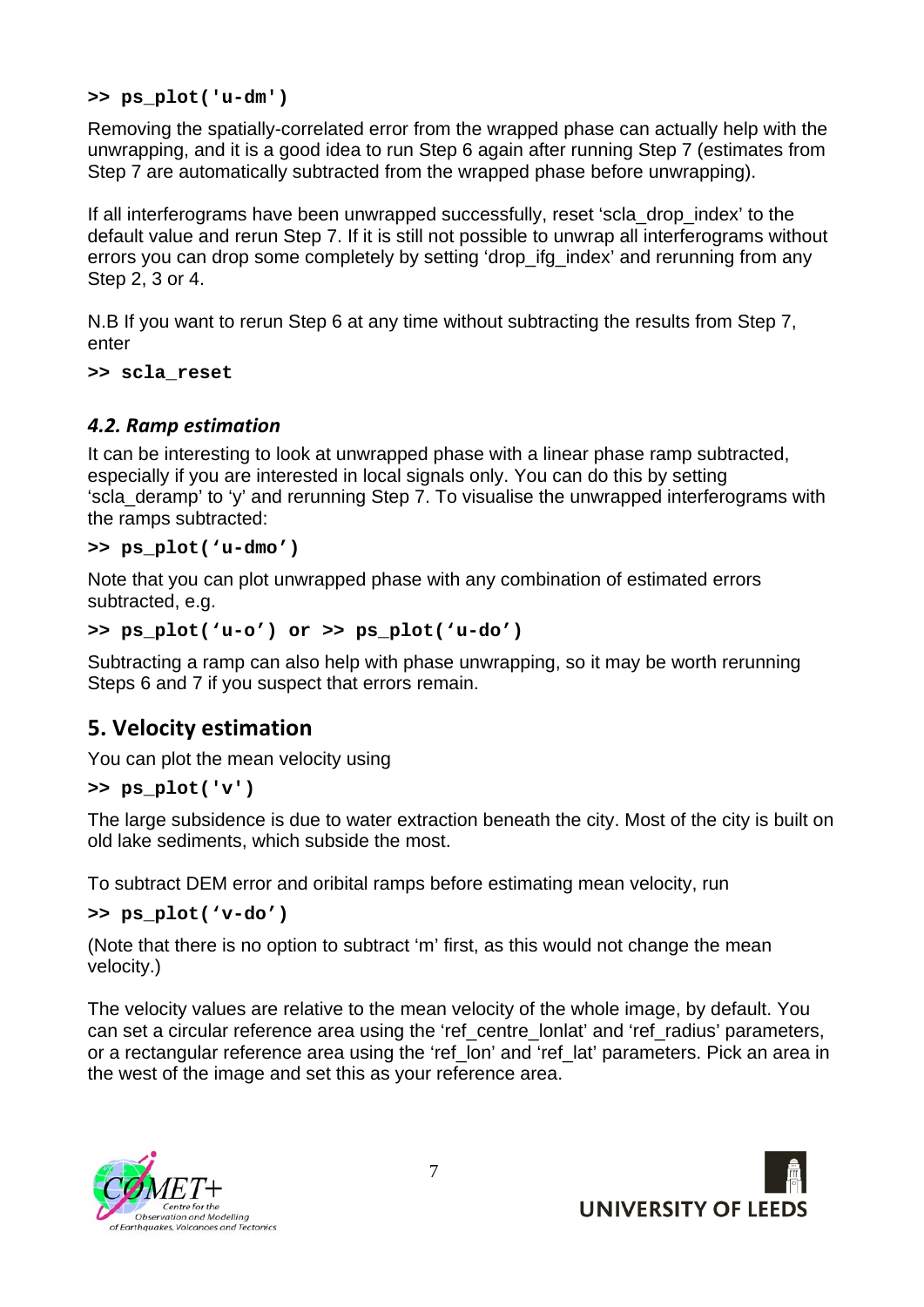```
>> ps_plot('u-dm')
```

Removing the spatially-correlated error from the wrapped phase can actually help with the unwrapping, and it is a good idea to run Step 6 again after running Step 7 (estimates from Step 7 are automatically subtracted from the wrapped phase before unwrapping).

If all interferograms have been unwrapped successfully, reset 'scla_drop_index' to the default value and rerun Step 7. If it is still not possible to unwrap all interferograms without errors you can drop some completely by setting 'drop_ifg_index' and rerunning from any Step 2, 3 or 4.

N.B If you want to rerun Step 6 at any time without subtracting the results from Step 7, enter

```
>> scla_reset
```

### *4.2. Ramp estimation*

It can be interesting to look at unwrapped phase with a linear phase ramp subtracted, especially if you are interested in local signals only. You can do this by setting 'scla_deramp' to 'y' and rerunning Step 7. To visualise the unwrapped interferograms with the ramps subtracted:

```
>> ps_plot('u-dmo')
```

Note that you can plot unwrapped phase with any combination of estimated errors subtracted, e.g.

```
>> ps_plot('u-o') or >> ps_plot('u-do')
```

Subtracting a ramp can also help with phase unwrapping, so it may be worth rerunning Steps 6 and 7 if you suspect that errors remain.

## 5. Velocity estimation

You can plot the mean velocity using

```
>> ps_plot('v')
```

The large subsidence is due to water extraction beneath the city. Most of the city is built on old lake sediments, which subside the most.

To subtract DEM error and oribital ramps before estimating mean velocity, run

```
>> ps_plot('v-do')
```

(Note that there is no option to subtract 'm' first, as this would not change the mean velocity.)

The velocity values are relative to the mean velocity of the whole image, by default. You can set a circular reference area using the 'ref_centre_lonlat' and 'ref_radius' parameters, or a rectangular reference area using the 'ref_lon' and 'ref_lat' parameters. Pick an area in the west of the image and set this as your reference area.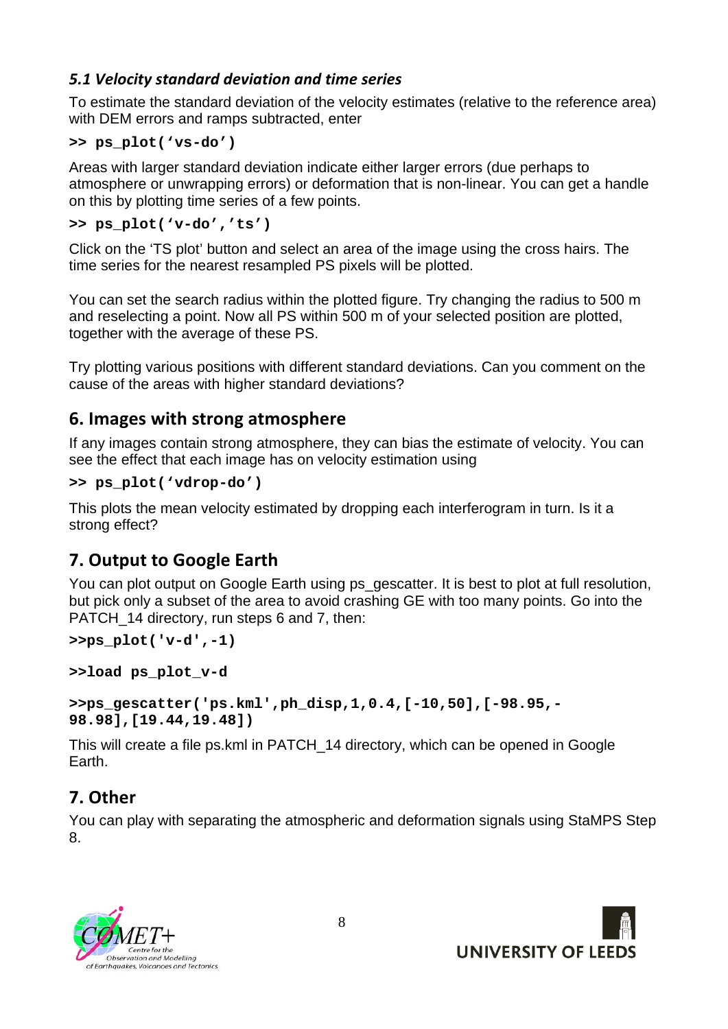### *5.1 Velocity standard deviation and time series*

To estimate the standard deviation of the velocity estimates (relative to the reference area) with DEM errors and ramps subtracted, enter

```
>> ps_plot('vs-do')
```

Areas with larger standard deviation indicate either larger errors (due perhaps to atmosphere or unwrapping errors) or deformation that is non-linear. You can get a handle on this by plotting time series of a few points.

```
>> ps_plot('v-do','ts')
```

Click on the 'TS plot' button and select an area of the image using the cross hairs. The time series for the nearest resampled PS pixels will be plotted.

You can set the search radius within the plotted figure. Try changing the radius to 500 m and reselecting a point. Now all PS within 500 m of your selected position are plotted, together with the average of these PS.

Try plotting various positions with different standard deviations. Can you comment on the cause of the areas with higher standard deviations?

## 6. Images with strong atmosphere

If any images contain strong atmosphere, they can bias the estimate of velocity. You can see the effect that each image has on velocity estimation using

```
>> ps_plot('vdrop-do')
```

This plots the mean velocity estimated by dropping each interferogram in turn. Is it a strong effect?

## 7. Output to Google Earth

You can plot output on Google Earth using ps_gescatter. It is best to plot at full resolution, but pick only a subset of the area to avoid crashing GE with too many points. Go into the PATCH_14 directory, run steps 6 and 7, then:

```
>>ps_plot('v-d',-1)

>>load ps_plot_v-d

>>ps_gescatter('ps.kml',ph_disp,1,0.4,[-10,50],[-98.95,-98.98],[19.44,19.48])
```

This will create a file ps.kml in PATCH_14 directory, which can be opened in Google Earth.

## 7. Other

You can play with separating the atmospheric and deformation signals using StaMPS Step 8.